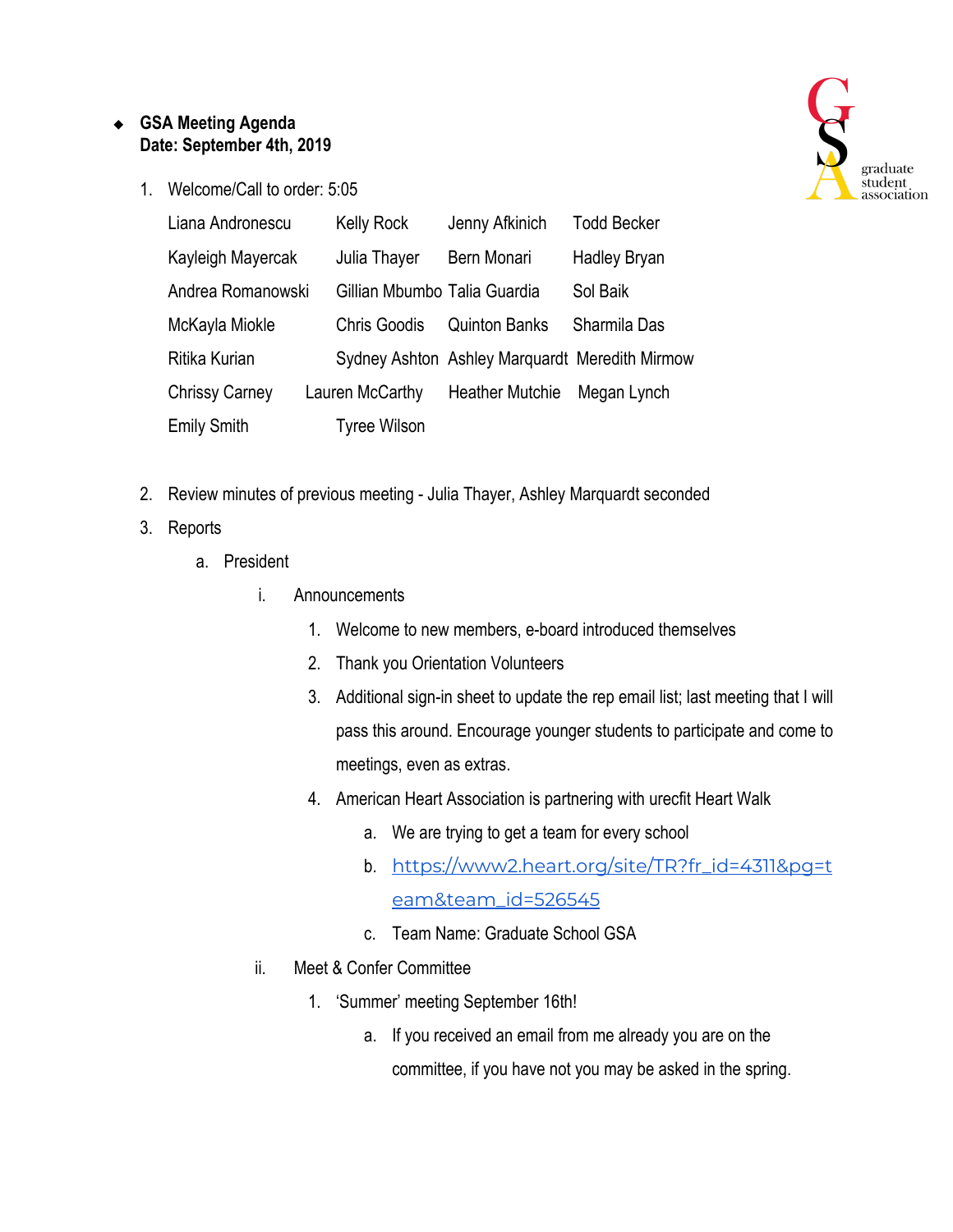- **GSA Meeting Agenda**
  **Date: September 4th, 2019**

1. Welcome/Call to order: 5:05

| | | | |
|---|---|---|---|
| Liana Andronescu | Kelly Rock | Jenny Afkinich | Todd Becker |
| Kayleigh Mayercak | Julia Thayer | Bern Monari | Hadley Bryan |
| Andrea Romanowski | Gillian Mbumbo | Talia Guardia | Sol Baik |
| McKayla Miokle | Chris Goodis | Quinton Banks | Sharmila Das |
| Ritika Kurian | Sydney Ashton | Ashley Marquardt | Meredith Mirmow |
| Chrissy Carney | Lauren McCarthy | Heather Mutchie | Megan Lynch |
| Emily Smith | Tyree Wilson | | |

2. Review minutes of previous meeting - Julia Thayer, Ashley Marquardt seconded
3. Reports
   a. President
      i. Announcements
         1. Welcome to new members, e-board introduced themselves
         2. Thank you Orientation Volunteers
         3. Additional sign-in sheet to update the rep email list; last meeting that I will pass this around. Encourage younger students to participate and come to meetings, even as extras.
         4. American Heart Association is partnering with urecfit Heart Walk
            a. We are trying to get a team for every school
            b. https://www2.heart.org/site/TR?fr_id=4311&pg=team&team_id=526545
            c. Team Name: Graduate School GSA
      ii. Meet & Confer Committee
         1. 'Summer' meeting September 16th!
            a. If you received an email from me already you are on the committee, if you have not you may be asked in the spring.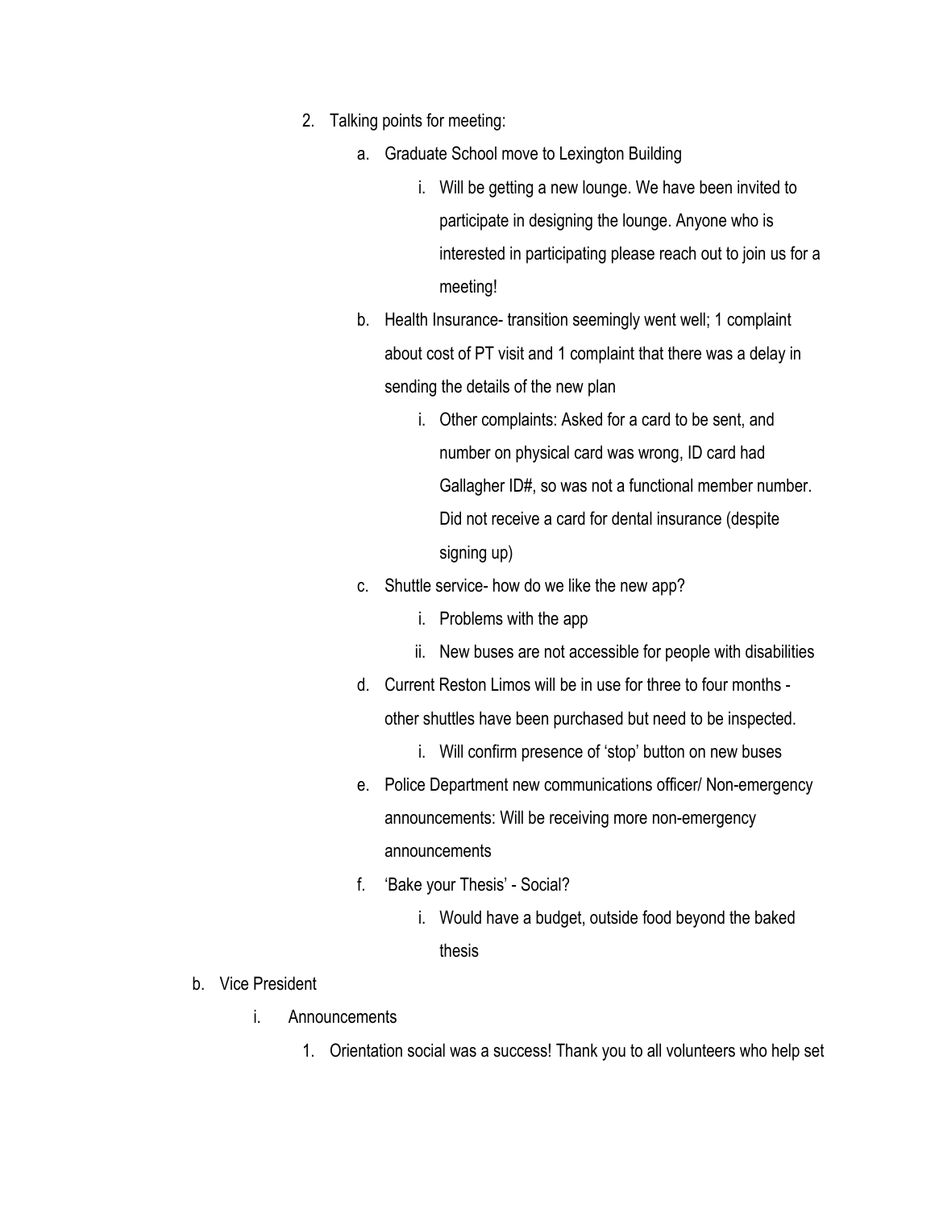2. Talking points for meeting:
    a. Graduate School move to Lexington Building
        i. Will be getting a new lounge. We have been invited to participate in designing the lounge. Anyone who is interested in participating please reach out to join us for a meeting!
    b. Health Insurance- transition seemingly went well; 1 complaint about cost of PT visit and 1 complaint that there was a delay in sending the details of the new plan
        i. Other complaints: Asked for a card to be sent, and number on physical card was wrong, ID card had Gallagher ID#, so was not a functional member number. Did not receive a card for dental insurance (despite signing up)
    c. Shuttle service- how do we like the new app?
        i. Problems with the app
        ii. New buses are not accessible for people with disabilities
    d. Current Reston Limos will be in use for three to four months - other shuttles have been purchased but need to be inspected.
        i. Will confirm presence of 'stop' button on new buses
    e. Police Department new communications officer/ Non-emergency announcements: Will be receiving more non-emergency announcements
    f. 'Bake your Thesis' - Social?
        i. Would have a budget, outside food beyond the baked thesis

b. Vice President
    i. Announcements
        1. Orientation social was a success! Thank you to all volunteers who help set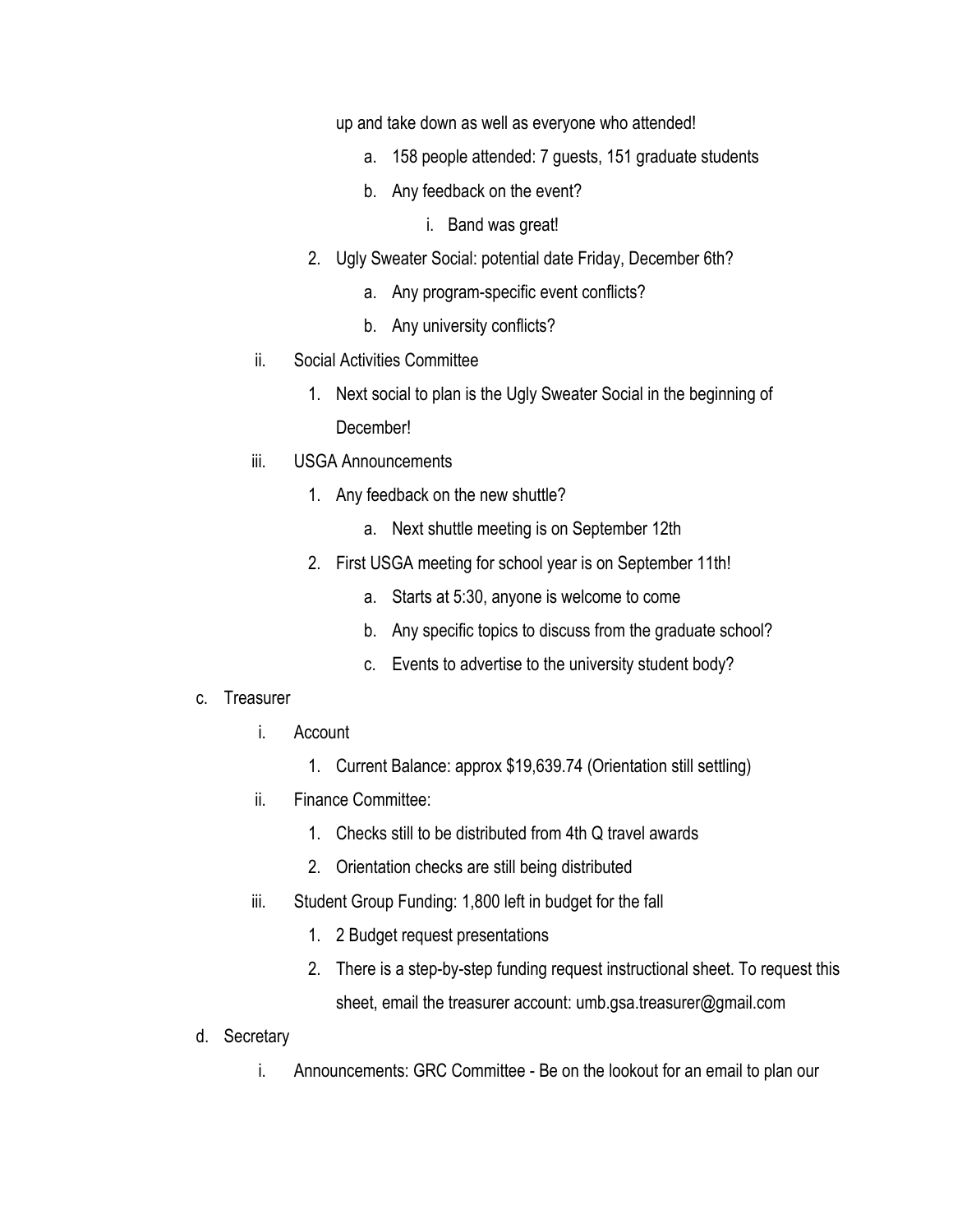up and take down as well as everyone who attended!

   a. 158 people attended: 7 guests, 151 graduate students
   b. Any feedback on the event?
      i. Band was great!

2. Ugly Sweater Social: potential date Friday, December 6th?
   a. Any program-specific event conflicts?
   b. Any university conflicts?

ii. Social Activities Committee

1. Next social to plan is the Ugly Sweater Social in the beginning of December!

iii. USGA Announcements

1. Any feedback on the new shuttle?
   a. Next shuttle meeting is on September 12th
2. First USGA meeting for school year is on September 11th!
   a. Starts at 5:30, anyone is welcome to come
   b. Any specific topics to discuss from the graduate school?
   c. Events to advertise to the university student body?

c. Treasurer

i. Account

1. Current Balance: approx $19,639.74 (Orientation still settling)

ii. Finance Committee:

1. Checks still to be distributed from 4th Q travel awards
2. Orientation checks are still being distributed

iii. Student Group Funding: 1,800 left in budget for the fall

1. 2 Budget request presentations
2. There is a step-by-step funding request instructional sheet. To request this sheet, email the treasurer account: umb.gsa.treasurer@gmail.com

d. Secretary

i. Announcements: GRC Committee - Be on the lookout for an email to plan our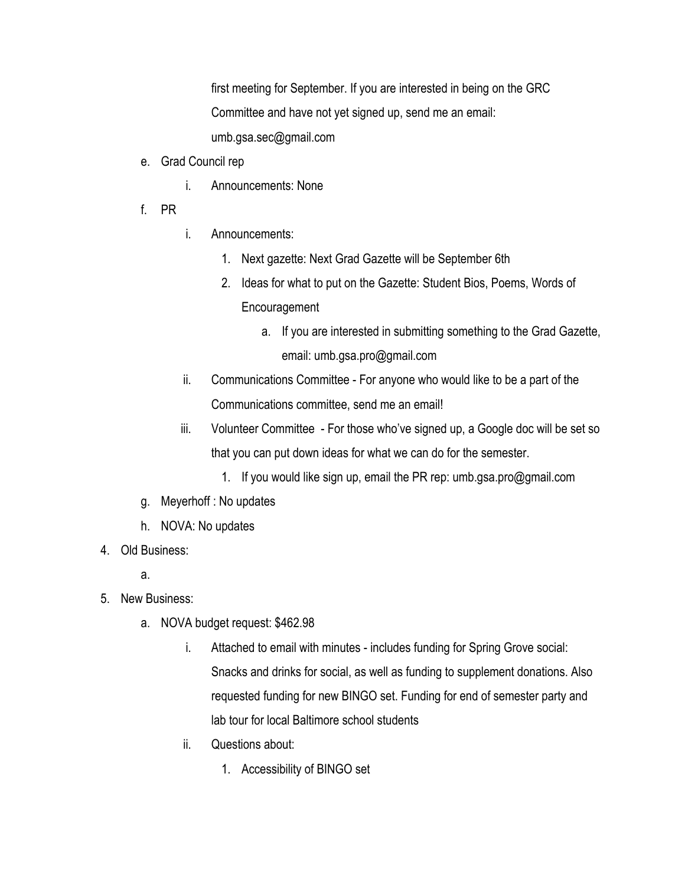first meeting for September. If you are interested in being on the GRC Committee and have not yet signed up, send me an email: umb.gsa.sec@gmail.com

   e. Grad Council rep
      i. Announcements: None
   f. PR
      i. Announcements:
         1. Next gazette: Next Grad Gazette will be September 6th
         2. Ideas for what to put on the Gazette: Student Bios, Poems, Words of Encouragement
            a. If you are interested in submitting something to the Grad Gazette, email: umb.gsa.pro@gmail.com
      ii. Communications Committee - For anyone who would like to be a part of the Communications committee, send me an email!
      iii. Volunteer Committee - For those who've signed up, a Google doc will be set so that you can put down ideas for what we can do for the semester.
         1. If you would like sign up, email the PR rep: umb.gsa.pro@gmail.com
   g. Meyerhoff : No updates
   h. NOVA: No updates
4. Old Business:
   a.
5. New Business:
   a. NOVA budget request: $462.98
      i. Attached to email with minutes - includes funding for Spring Grove social: Snacks and drinks for social, as well as funding to supplement donations. Also requested funding for new BINGO set. Funding for end of semester party and lab tour for local Baltimore school students
      ii. Questions about:
         1. Accessibility of BINGO set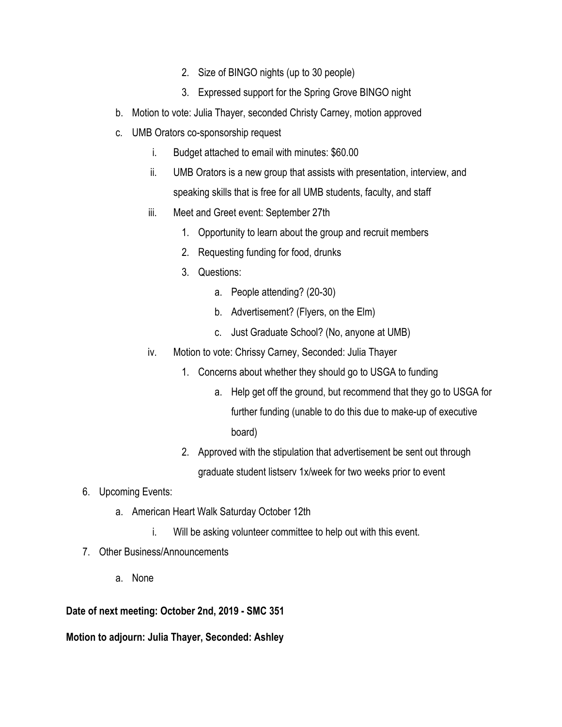2. Size of BINGO nights (up to 30 people)
        3. Expressed support for the Spring Grove BINGO night
    b. Motion to vote: Julia Thayer, seconded Christy Carney, motion approved
    c. UMB Orators co-sponsorship request
        i. Budget attached to email with minutes: $60.00
        ii. UMB Orators is a new group that assists with presentation, interview, and speaking skills that is free for all UMB students, faculty, and staff
        iii. Meet and Greet event: September 27th
            1. Opportunity to learn about the group and recruit members
            2. Requesting funding for food, drunks
            3. Questions:
                a. People attending? (20-30)
                b. Advertisement? (Flyers, on the Elm)
                c. Just Graduate School? (No, anyone at UMB)
        iv. Motion to vote: Chrissy Carney, Seconded: Julia Thayer
            1. Concerns about whether they should go to USGA to funding
                a. Help get off the ground, but recommend that they go to USGA for further funding (unable to do this due to make-up of executive board)
            2. Approved with the stipulation that advertisement be sent out through graduate student listserv 1x/week for two weeks prior to event
6. Upcoming Events:
    a. American Heart Walk Saturday October 12th
        i. Will be asking volunteer committee to help out with this event.
7. Other Business/Announcements
    a. None

**Date of next meeting: October 2nd, 2019 - SMC 351**

**Motion to adjourn: Julia Thayer, Seconded: Ashley**